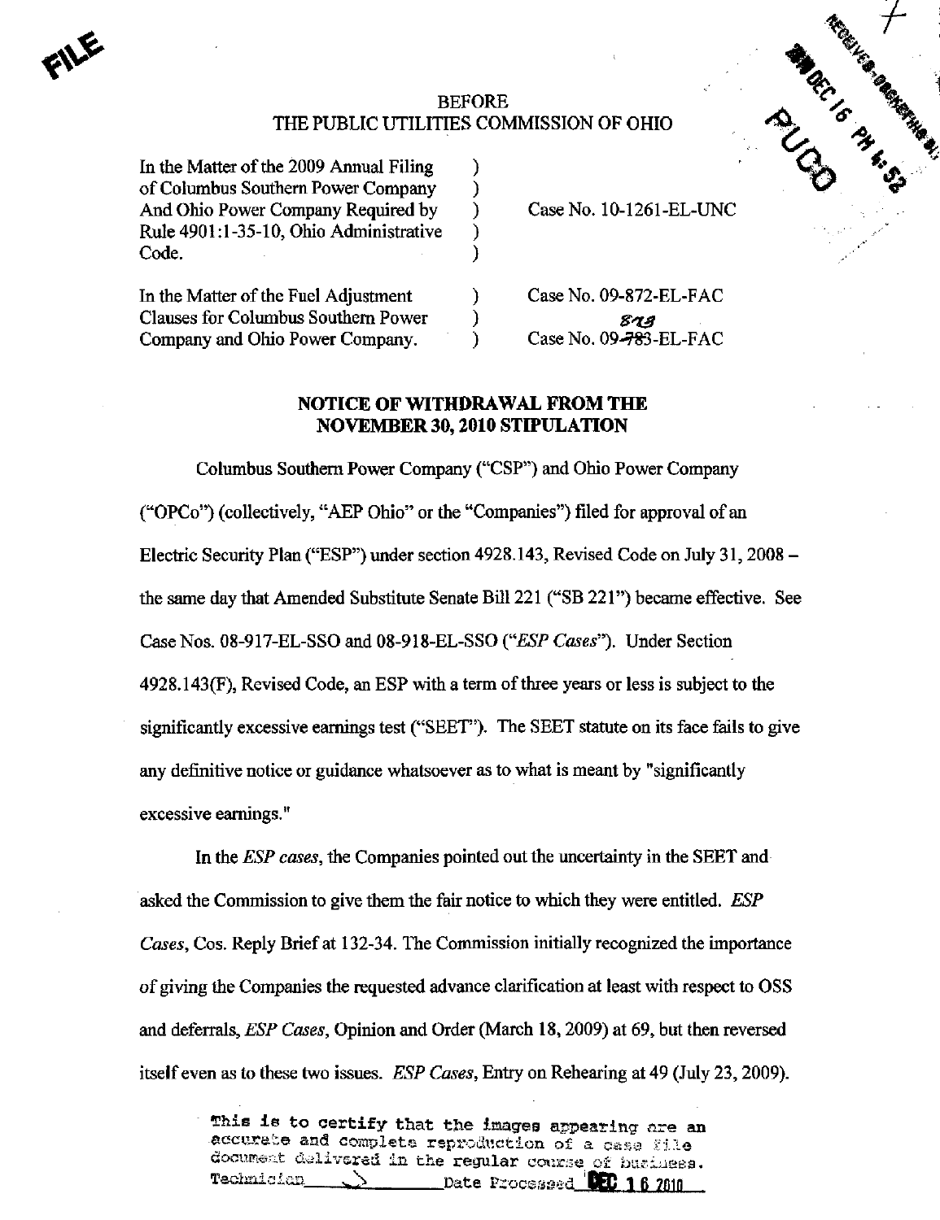FILE

BEFORE
THE PUBLIC UTILITIES COMMISSION OF OHIO

RECEIVED-DOCKETING DIV
2010 DEC 16 PM 4:52
PUCO

| | | |
|---|---|---|
| In the Matter of the 2009 Annual Filing of Columbus Southern Power Company And Ohio Power Company Required by Rule 4901:1-35-10, Ohio Administrative Code. | ) | Case No. 10-1261-EL-UNC |
| In the Matter of the Fuel Adjustment Clauses for Columbus Southern Power Company and Ohio Power Company. | ) | Case No. 09-872-EL-FAC<br>Case No. 09-~~783~~ 873-EL-FAC |

## NOTICE OF WITHDRAWAL FROM THE NOVEMBER 30, 2010 STIPULATION

Columbus Southern Power Company ("CSP") and Ohio Power Company ("OPCo") (collectively, "AEP Ohio" or the "Companies") filed for approval of an Electric Security Plan ("ESP") under section 4928.143, Revised Code on July 31, 2008 – the same day that Amended Substitute Senate Bill 221 ("SB 221") became effective. See Case Nos. 08-917-EL-SSO and 08-918-EL-SSO (*"ESP Cases"*). Under Section 4928.143(F), Revised Code, an ESP with a term of three years or less is subject to the significantly excessive earnings test ("SEET"). The SEET statute on its face fails to give any definitive notice or guidance whatsoever as to what is meant by "significantly excessive earnings."

In the *ESP cases*, the Companies pointed out the uncertainty in the SEET and asked the Commission to give them the fair notice to which they were entitled. *ESP Cases*, Cos. Reply Brief at 132-34. The Commission initially recognized the importance of giving the Companies the requested advance clarification at least with respect to OSS and deferrals, *ESP Cases*, Opinion and Order (March 18, 2009) at 69, but then reversed itself even as to these two issues. *ESP Cases*, Entry on Rehearing at 49 (July 23, 2009).

This is to certify that the images appearing are an accurate and complete reproduction of a case file document delivered in the regular course of business.
Technician ___ Date Processed DEC 16 2010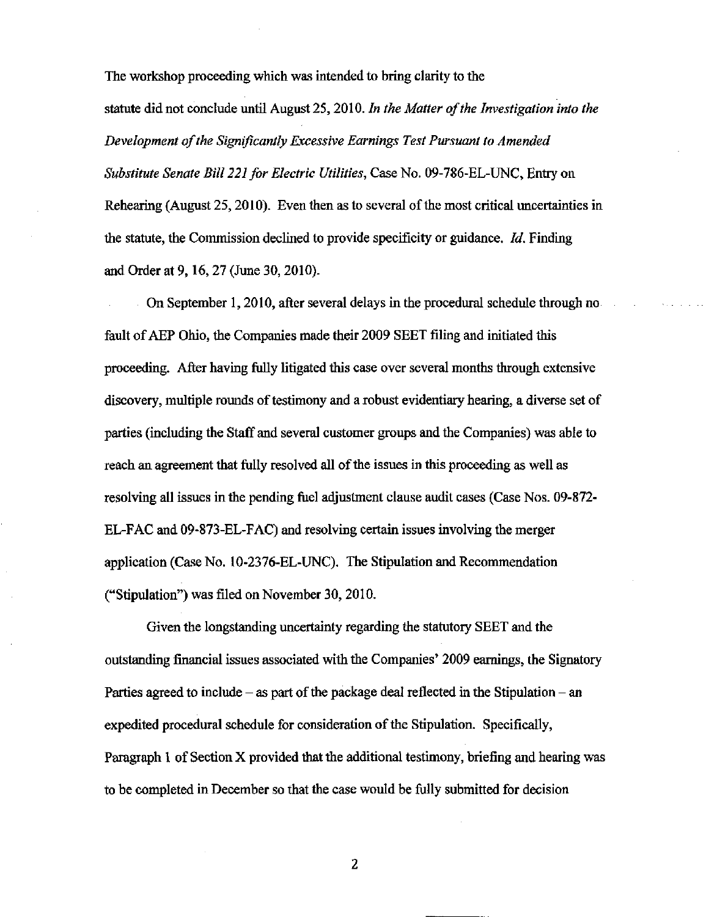The workshop proceeding which was intended to bring clarity to the statute did not conclude until August 25, 2010. *In the Matter of the Investigation into the Development of the Significantly Excessive Earnings Test Pursuant to Amended Substitute Senate Bill 221 for Electric Utilities*, Case No. 09-786-EL-UNC, Entry on Rehearing (August 25, 2010). Even then as to several of the most critical uncertainties in the statute, the Commission declined to provide specificity or guidance. *Id.* Finding and Order at 9, 16, 27 (June 30, 2010).

On September 1, 2010, after several delays in the procedural schedule through no fault of AEP Ohio, the Companies made their 2009 SEET filing and initiated this proceeding. After having fully litigated this case over several months through extensive discovery, multiple rounds of testimony and a robust evidentiary hearing, a diverse set of parties (including the Staff and several customer groups and the Companies) was able to reach an agreement that fully resolved all of the issues in this proceeding as well as resolving all issues in the pending fuel adjustment clause audit cases (Case Nos. 09-872-EL-FAC and 09-873-EL-FAC) and resolving certain issues involving the merger application (Case No. 10-2376-EL-UNC). The Stipulation and Recommendation ("Stipulation") was filed on November 30, 2010.

Given the longstanding uncertainty regarding the statutory SEET and the outstanding financial issues associated with the Companies' 2009 earnings, the Signatory Parties agreed to include – as part of the package deal reflected in the Stipulation – an expedited procedural schedule for consideration of the Stipulation. Specifically, Paragraph 1 of Section X provided that the additional testimony, briefing and hearing was to be completed in December so that the case would be fully submitted for decision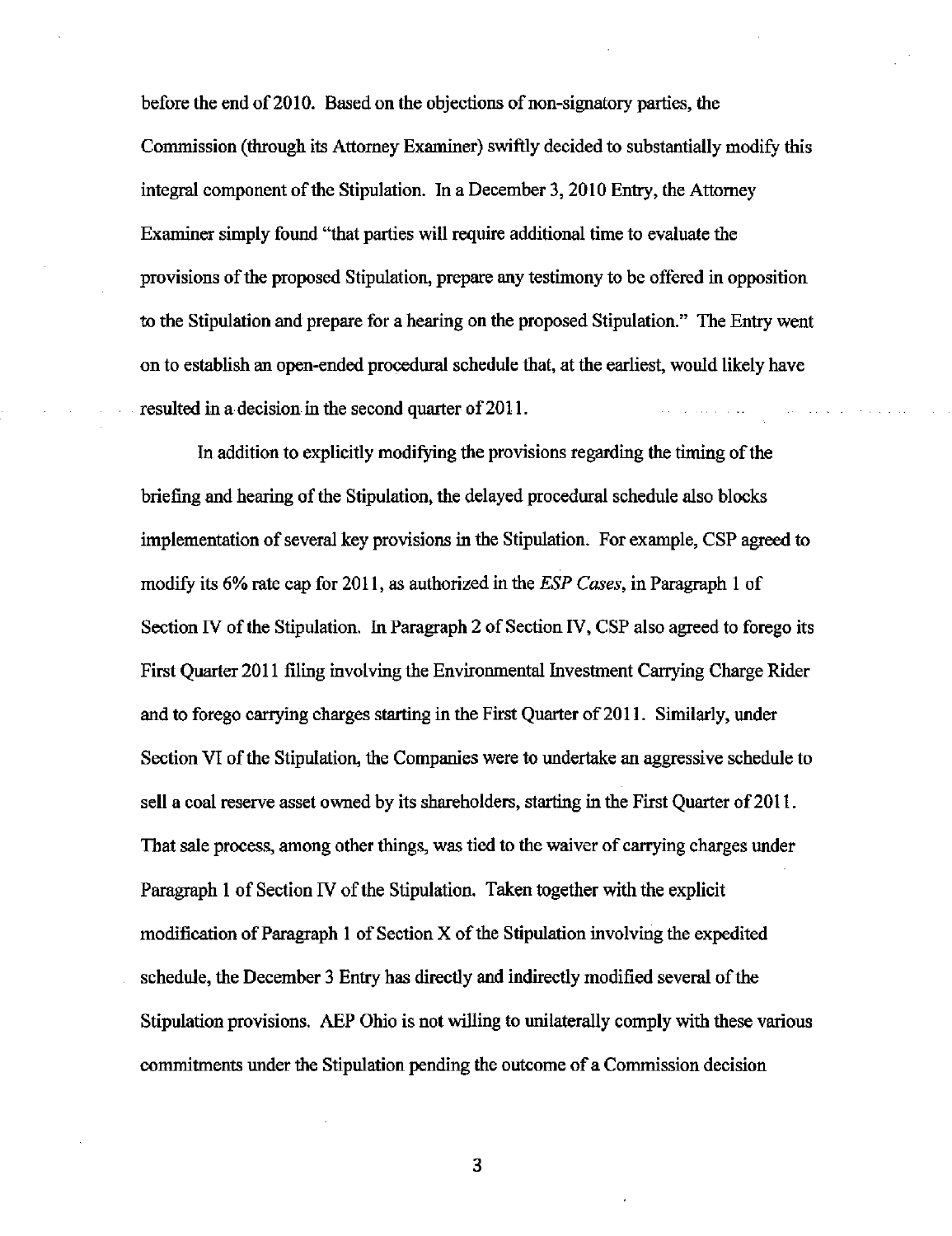before the end of 2010. Based on the objections of non-signatory parties, the Commission (through its Attorney Examiner) swiftly decided to substantially modify this integral component of the Stipulation. In a December 3, 2010 Entry, the Attorney Examiner simply found "that parties will require additional time to evaluate the provisions of the proposed Stipulation, prepare any testimony to be offered in opposition to the Stipulation and prepare for a hearing on the proposed Stipulation." The Entry went on to establish an open-ended procedural schedule that, at the earliest, would likely have resulted in a decision in the second quarter of 2011.

In addition to explicitly modifying the provisions regarding the timing of the briefing and hearing of the Stipulation, the delayed procedural schedule also blocks implementation of several key provisions in the Stipulation. For example, CSP agreed to modify its 6% rate cap for 2011, as authorized in the *ESP Cases*, in Paragraph 1 of Section IV of the Stipulation. In Paragraph 2 of Section IV, CSP also agreed to forego its First Quarter 2011 filing involving the Environmental Investment Carrying Charge Rider and to forego carrying charges starting in the First Quarter of 2011. Similarly, under Section VI of the Stipulation, the Companies were to undertake an aggressive schedule to sell a coal reserve asset owned by its shareholders, starting in the First Quarter of 2011. That sale process, among other things, was tied to the waiver of carrying charges under Paragraph 1 of Section IV of the Stipulation. Taken together with the explicit modification of Paragraph 1 of Section X of the Stipulation involving the expedited schedule, the December 3 Entry has directly and indirectly modified several of the Stipulation provisions. AEP Ohio is not willing to unilaterally comply with these various commitments under the Stipulation pending the outcome of a Commission decision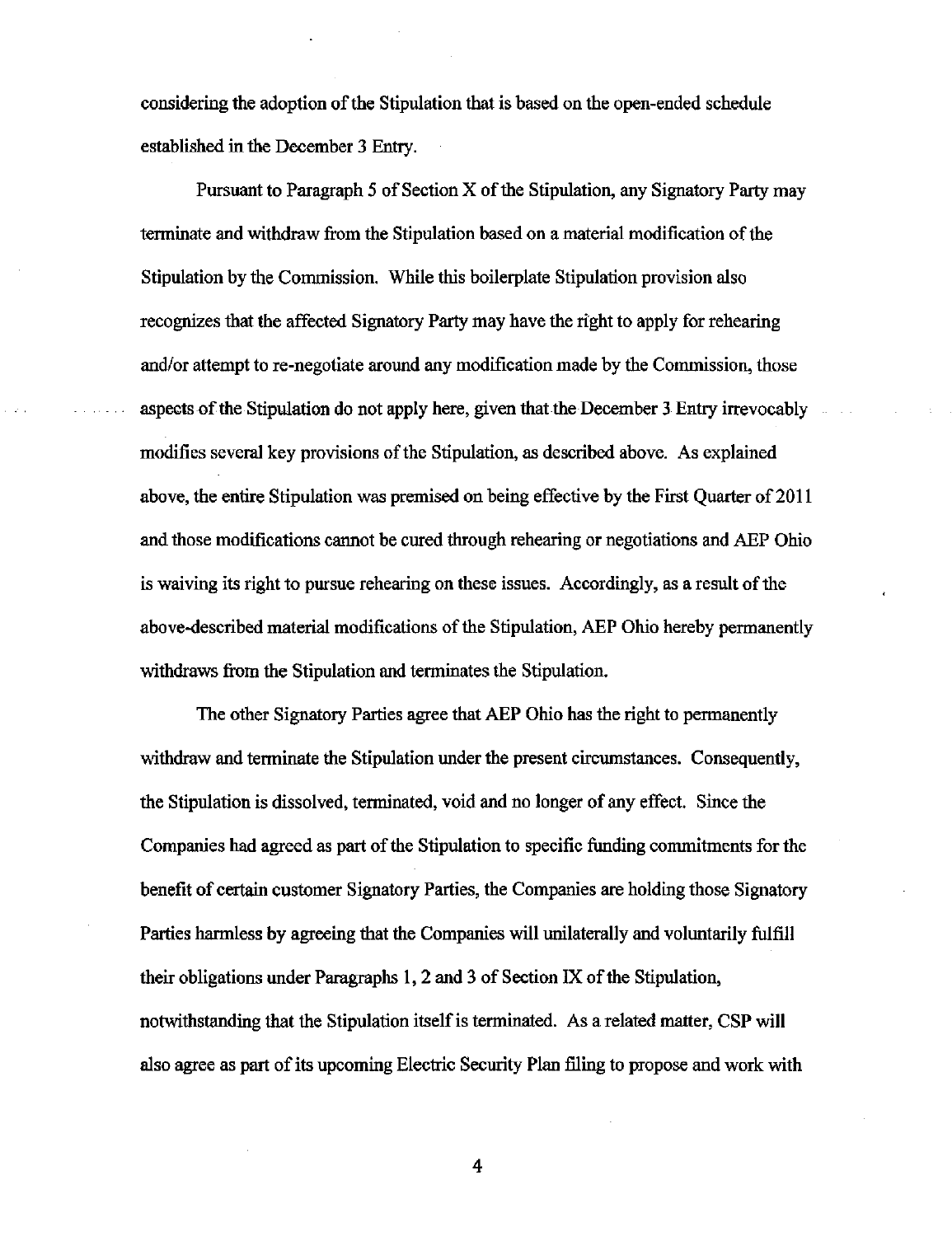considering the adoption of the Stipulation that is based on the open-ended schedule established in the December 3 Entry.

Pursuant to Paragraph 5 of Section X of the Stipulation, any Signatory Party may terminate and withdraw from the Stipulation based on a material modification of the Stipulation by the Commission. While this boilerplate Stipulation provision also recognizes that the affected Signatory Party may have the right to apply for rehearing and/or attempt to re-negotiate around any modification made by the Commission, those aspects of the Stipulation do not apply here, given that the December 3 Entry irrevocably modifies several key provisions of the Stipulation, as described above. As explained above, the entire Stipulation was premised on being effective by the First Quarter of 2011 and those modifications cannot be cured through rehearing or negotiations and AEP Ohio is waiving its right to pursue rehearing on these issues. Accordingly, as a result of the above-described material modifications of the Stipulation, AEP Ohio hereby permanently withdraws from the Stipulation and terminates the Stipulation.

The other Signatory Parties agree that AEP Ohio has the right to permanently withdraw and terminate the Stipulation under the present circumstances. Consequently, the Stipulation is dissolved, terminated, void and no longer of any effect. Since the Companies had agreed as part of the Stipulation to specific funding commitments for the benefit of certain customer Signatory Parties, the Companies are holding those Signatory Parties harmless by agreeing that the Companies will unilaterally and voluntarily fulfill their obligations under Paragraphs 1, 2 and 3 of Section IX of the Stipulation, notwithstanding that the Stipulation itself is terminated. As a related matter, CSP will also agree as part of its upcoming Electric Security Plan filing to propose and work with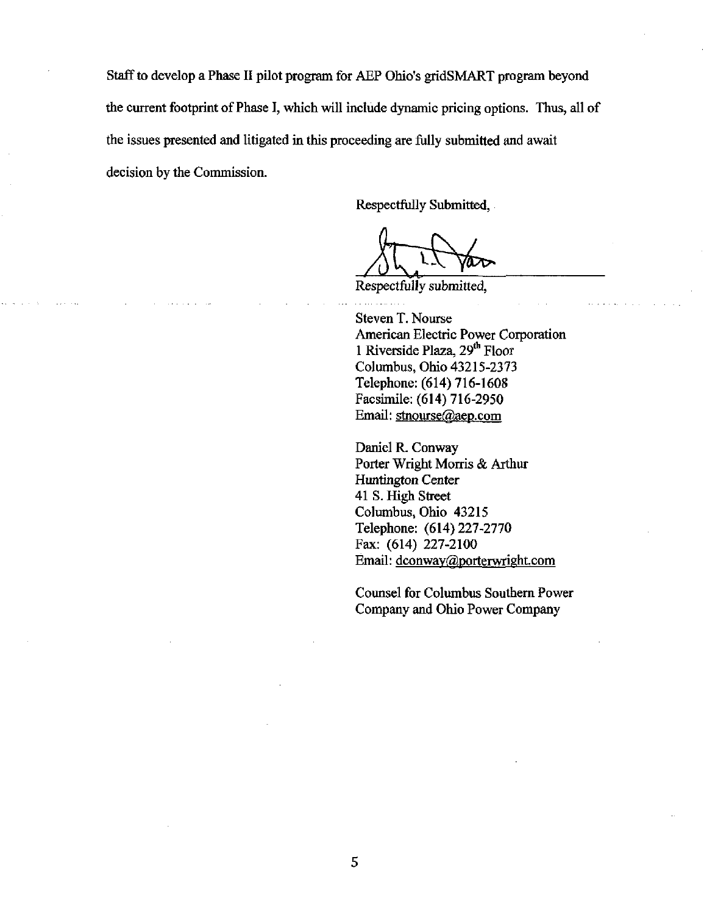Staff to develop a Phase II pilot program for AEP Ohio's gridSMART program beyond the current footprint of Phase I, which will include dynamic pricing options. Thus, all of the issues presented and litigated in this proceeding are fully submitted and await decision by the Commission.

Respectfully Submitted,

Respectfully submitted,

Steven T. Nourse
American Electric Power Corporation
1 Riverside Plaza, 29th Floor
Columbus, Ohio 43215-2373
Telephone: (614) 716-1608
Facsimile: (614) 716-2950
Email: stnourse@aep.com

Daniel R. Conway
Porter Wright Morris & Arthur
Huntington Center
41 S. High Street
Columbus, Ohio 43215
Telephone: (614) 227-2770
Fax: (614) 227-2100
Email: dconway@porterwright.com

Counsel for Columbus Southern Power Company and Ohio Power Company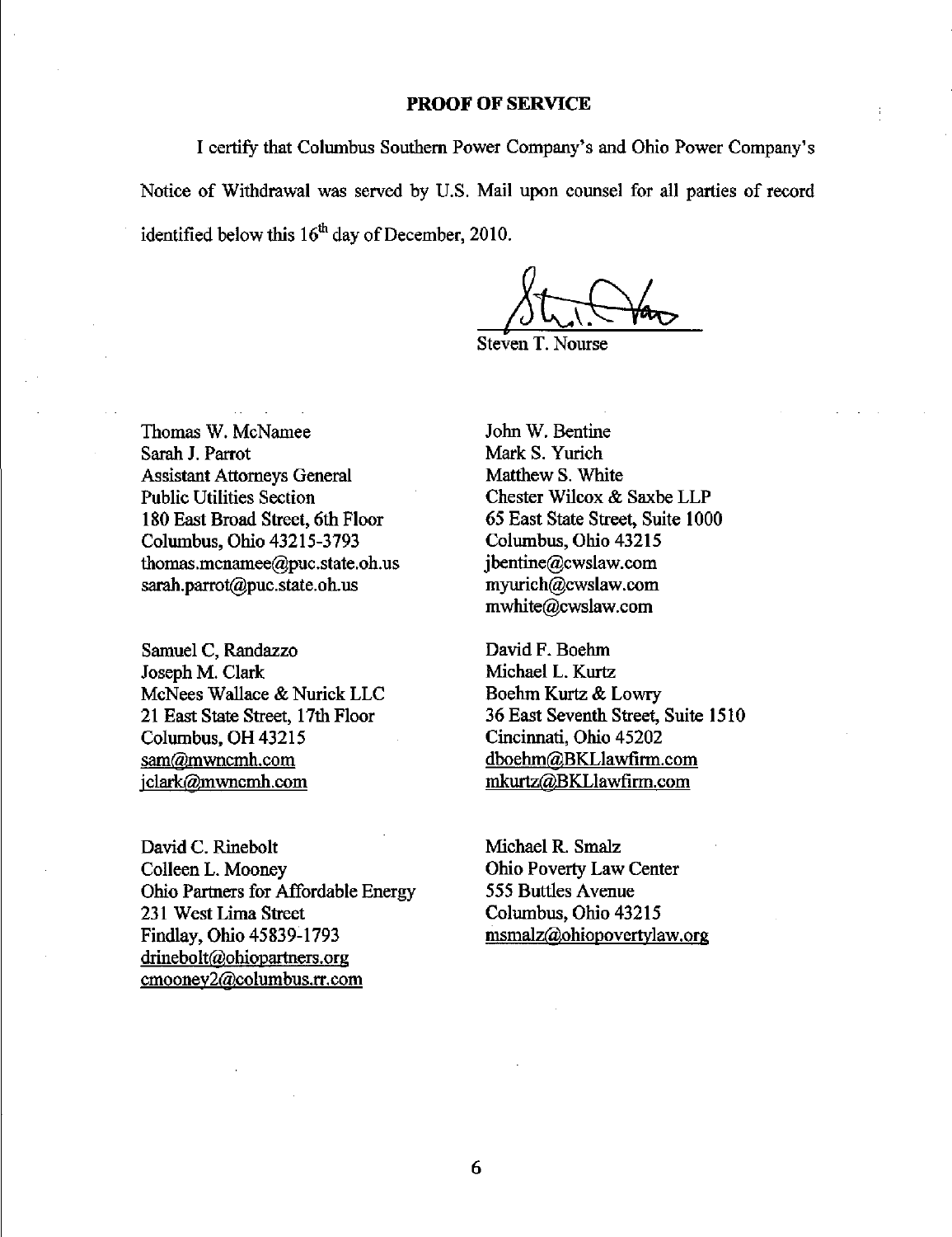**PROOF OF SERVICE**

I certify that Columbus Southern Power Company's and Ohio Power Company's Notice of Withdrawal was served by U.S. Mail upon counsel for all parties of record identified below this 16[th] day of December, 2010.

Steven T. Nourse

Thomas W. McNamee
Sarah J. Parrot
Assistant Attorneys General
Public Utilities Section
180 East Broad Street, 6th Floor
Columbus, Ohio 43215-3793
thomas.mcnamee@puc.state.oh.us
sarah.parrot@puc.state.oh.us

John W. Bentine
Mark S. Yurich
Matthew S. White
Chester Wilcox & Saxbe LLP
65 East State Street, Suite 1000
Columbus, Ohio 43215
jbentine@cwslaw.com
myurich@cwslaw.com
mwhite@cwslaw.com

Samuel C, Randazzo
Joseph M. Clark
McNees Wallace & Nurick LLC
21 East State Street, 17th Floor
Columbus, OH 43215
sam@mwncmh.com
jclark@mwncmh.com

David F. Boehm
Michael L. Kurtz
Boehm Kurtz & Lowry
36 East Seventh Street, Suite 1510
Cincinnati, Ohio 45202
dboehm@BKLlawfirm.com
mkurtz@BKLlawfirm.com

David C. Rinebolt
Colleen L. Mooney
Ohio Partners for Affordable Energy
231 West Lima Street
Findlay, Ohio 45839-1793
drinebolt@ohiopartners.org
cmooney2@columbus.rr.com

Michael R. Smalz
Ohio Poverty Law Center
555 Buttles Avenue
Columbus, Ohio 43215
msmalz@ohiopovertylaw.org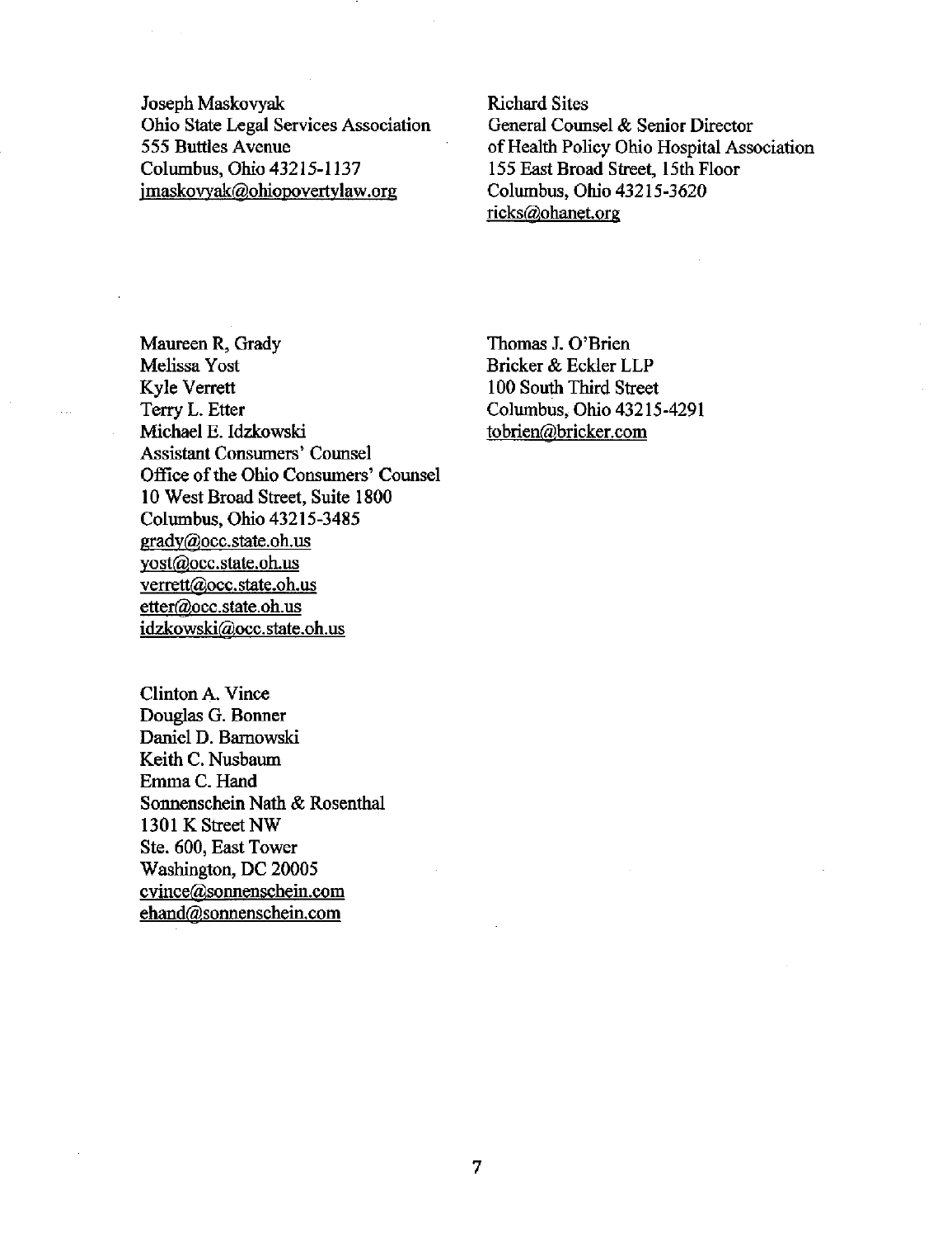Joseph Maskovyak
Ohio State Legal Services Association
555 Buttles Avenue
Columbus, Ohio 43215-1137
jmaskovyak@ohiopovertylaw.org

Richard Sites
General Counsel & Senior Director
of Health Policy Ohio Hospital Association
155 East Broad Street, 15th Floor
Columbus, Ohio 43215-3620
ricks@ohanet.org

Maureen R, Grady
Melissa Yost
Kyle Verrett
Terry L. Etter
Michael E. Idzkowski
Assistant Consumers' Counsel
Office of the Ohio Consumers' Counsel
10 West Broad Street, Suite 1800
Columbus, Ohio 43215-3485
grady@occ.state.oh.us
yost@occ.state.oh.us
verrett@occ.state.oh.us
etter@occ.state.oh.us
idzkowski@occ.state.oh.us

Thomas J. O'Brien
Bricker & Eckler LLP
100 South Third Street
Columbus, Ohio 43215-4291
tobrien@bricker.com

Clinton A. Vince
Douglas G. Bonner
Daniel D. Barnowski
Keith C. Nusbaum
Emma C. Hand
Sonnenschein Nath & Rosenthal
1301 K Street NW
Ste. 600, East Tower
Washington, DC 20005
cvince@sonnenschein.com
ehand@sonnenschein.com